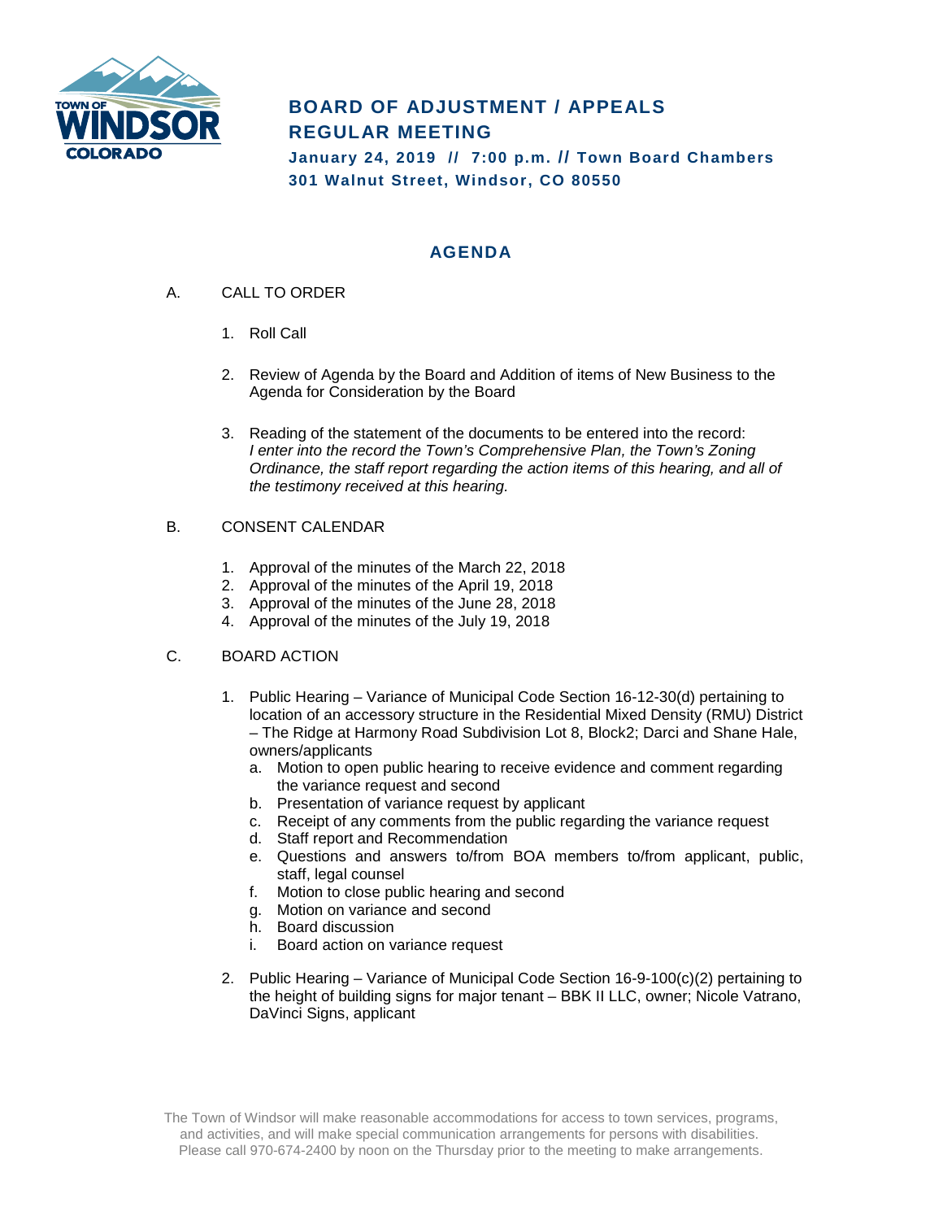# BOARD OF ADJUSTMENT / APPEALS REGULAR MEETING

**January 24, 2019 // 7:00 p.m. // Town Board Chambers**
**301 Walnut Street, Windsor, CO 80550**

## AGENDA

A. CALL TO ORDER

1. Roll Call
2. Review of Agenda by the Board and Addition of items of New Business to the Agenda for Consideration by the Board
3. Reading of the statement of the documents to be entered into the record: *I enter into the record the Town's Comprehensive Plan, the Town's Zoning Ordinance, the staff report regarding the action items of this hearing, and all of the testimony received at this hearing.*

B. CONSENT CALENDAR

1. Approval of the minutes of the March 22, 2018
2. Approval of the minutes of the April 19, 2018
3. Approval of the minutes of the June 28, 2018
4. Approval of the minutes of the July 19, 2018

C. BOARD ACTION

1. Public Hearing – Variance of Municipal Code Section 16-12-30(d) pertaining to location of an accessory structure in the Residential Mixed Density (RMU) District – The Ridge at Harmony Road Subdivision Lot 8, Block2; Darci and Shane Hale, owners/applicants
   a. Motion to open public hearing to receive evidence and comment regarding the variance request and second
   b. Presentation of variance request by applicant
   c. Receipt of any comments from the public regarding the variance request
   d. Staff report and Recommendation
   e. Questions and answers to/from BOA members to/from applicant, public, staff, legal counsel
   f. Motion to close public hearing and second
   g. Motion on variance and second
   h. Board discussion
   i. Board action on variance request
2. Public Hearing – Variance of Municipal Code Section 16-9-100(c)(2) pertaining to the height of building signs for major tenant – BBK II LLC, owner; Nicole Vatrano, DaVinci Signs, applicant

The Town of Windsor will make reasonable accommodations for access to town services, programs, and activities, and will make special communication arrangements for persons with disabilities. Please call 970-674-2400 by noon on the Thursday prior to the meeting to make arrangements.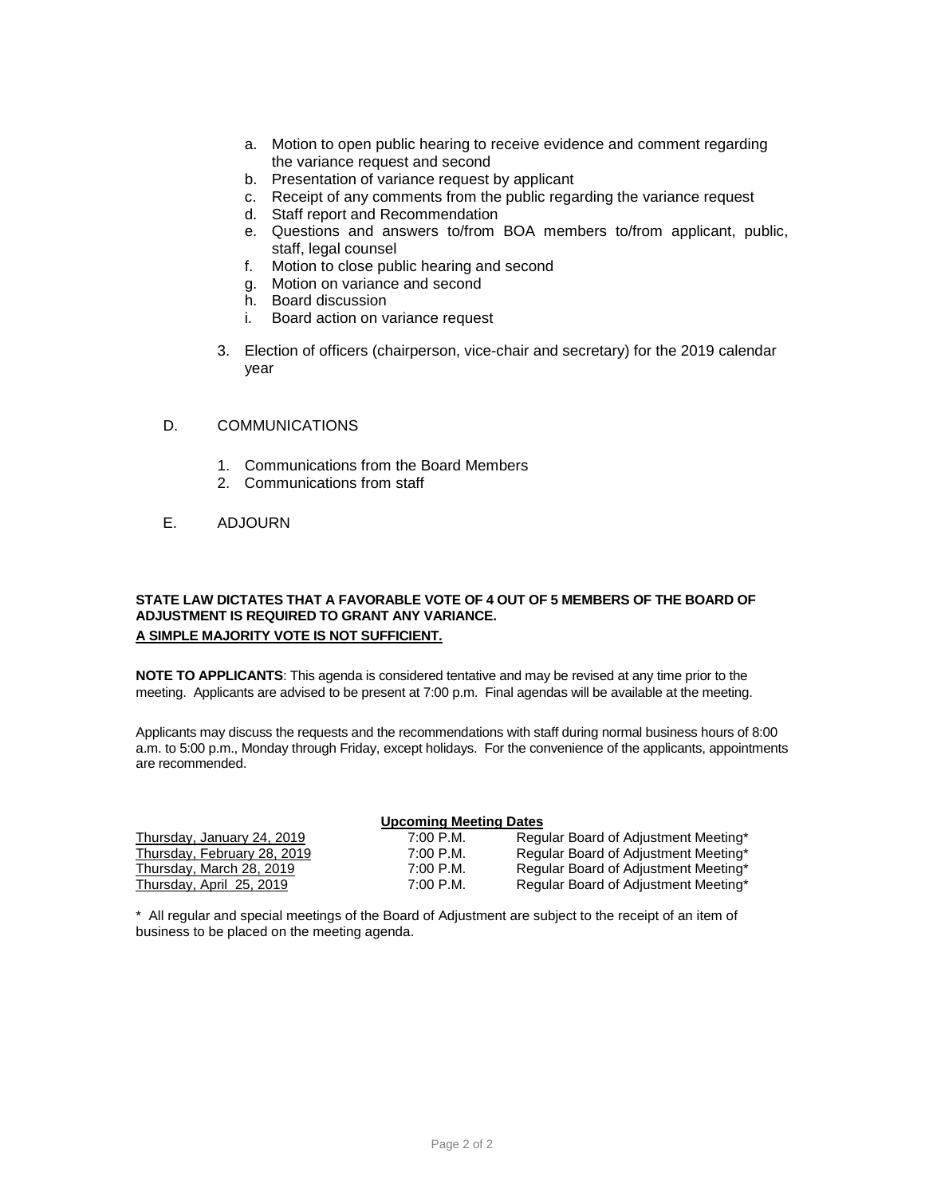a. Motion to open public hearing to receive evidence and comment regarding the variance request and second
   b. Presentation of variance request by applicant
   c. Receipt of any comments from the public regarding the variance request
   d. Staff report and Recommendation
   e. Questions and answers to/from BOA members to/from applicant, public, staff, legal counsel
   f. Motion to close public hearing and second
   g. Motion on variance and second
   h. Board discussion
   i. Board action on variance request

3. Election of officers (chairperson, vice-chair and secretary) for the 2019 calendar year

D. COMMUNICATIONS

1. Communications from the Board Members
2. Communications from staff

E. ADJOURN

**STATE LAW DICTATES THAT A FAVORABLE VOTE OF 4 OUT OF 5 MEMBERS OF THE BOARD OF ADJUSTMENT IS REQUIRED TO GRANT ANY VARIANCE.**
**A SIMPLE MAJORITY VOTE IS NOT SUFFICIENT.**

**NOTE TO APPLICANTS**: This agenda is considered tentative and may be revised at any time prior to the meeting. Applicants are advised to be present at 7:00 p.m. Final agendas will be available at the meeting.

Applicants may discuss the requests and the recommendations with staff during normal business hours of 8:00 a.m. to 5:00 p.m., Monday through Friday, except holidays. For the convenience of the applicants, appointments are recommended.

**Upcoming Meeting Dates**

| | | |
|---|---|---|
| Thursday, January 24, 2019 | 7:00 P.M. | Regular Board of Adjustment Meeting* |
| Thursday, February 28, 2019 | 7:00 P.M. | Regular Board of Adjustment Meeting* |
| Thursday, March 28, 2019 | 7:00 P.M. | Regular Board of Adjustment Meeting* |
| Thursday, April 25, 2019 | 7:00 P.M. | Regular Board of Adjustment Meeting* |

* All regular and special meetings of the Board of Adjustment are subject to the receipt of an item of business to be placed on the meeting agenda.